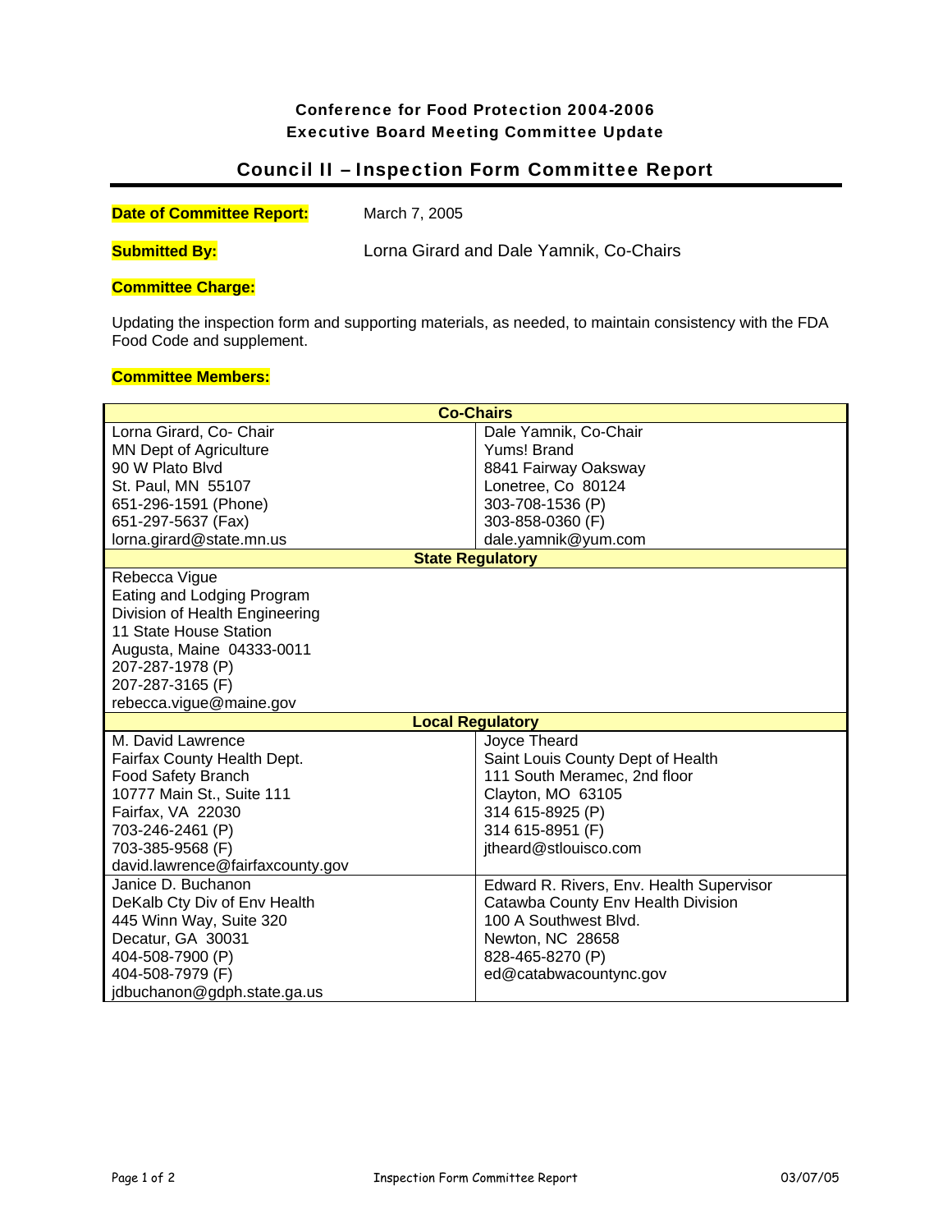**Conference for Food Protection 2004-2006**
**Executive Board Meeting Committee Update**

# Council II – Inspection Form Committee Report

**Date of Committee Report:** March 7, 2005

**Submitted By:** Lorna Girard and Dale Yamnik, Co-Chairs

**Committee Charge:**

Updating the inspection form and supporting materials, as needed, to maintain consistency with the FDA Food Code and supplement.

**Committee Members:**

| | |
|---|---|
| **Co-Chairs** | |
| Lorna Girard, Co- Chair<br>MN Dept of Agriculture<br>90 W Plato Blvd<br>St. Paul, MN 55107<br>651-296-1591 (Phone)<br>651-297-5637 (Fax)<br>lorna.girard@state.mn.us | Dale Yamnik, Co-Chair<br>Yums! Brand<br>8841 Fairway Oaksway<br>Lonetree, Co 80124<br>303-708-1536 (P)<br>303-858-0360 (F)<br>dale.yamnik@yum.com |
| **State Regulatory** | |
| Rebecca Vigue<br>Eating and Lodging Program<br>Division of Health Engineering<br>11 State House Station<br>Augusta, Maine 04333-0011<br>207-287-1978 (P)<br>207-287-3165 (F)<br>rebecca.vigue@maine.gov | |
| **Local Regulatory** | |
| M. David Lawrence<br>Fairfax County Health Dept.<br>Food Safety Branch<br>10777 Main St., Suite 111<br>Fairfax, VA 22030<br>703-246-2461 (P)<br>703-385-9568 (F)<br>david.lawrence@fairfaxcounty.gov | Joyce Theard<br>Saint Louis County Dept of Health<br>111 South Meramec, 2nd floor<br>Clayton, MO 63105<br>314 615-8925 (P)<br>314 615-8951 (F)<br>jtheard@stlouisco.com |
| Janice D. Buchanon<br>DeKalb Cty Div of Env Health<br>445 Winn Way, Suite 320<br>Decatur, GA 30031<br>404-508-7900 (P)<br>404-508-7979 (F)<br>jdbuchanon@gdph.state.ga.us | Edward R. Rivers, Env. Health Supervisor<br>Catawba County Env Health Division<br>100 A Southwest Blvd.<br>Newton, NC 28658<br>828-465-8270 (P)<br>ed@catabwacountync.gov |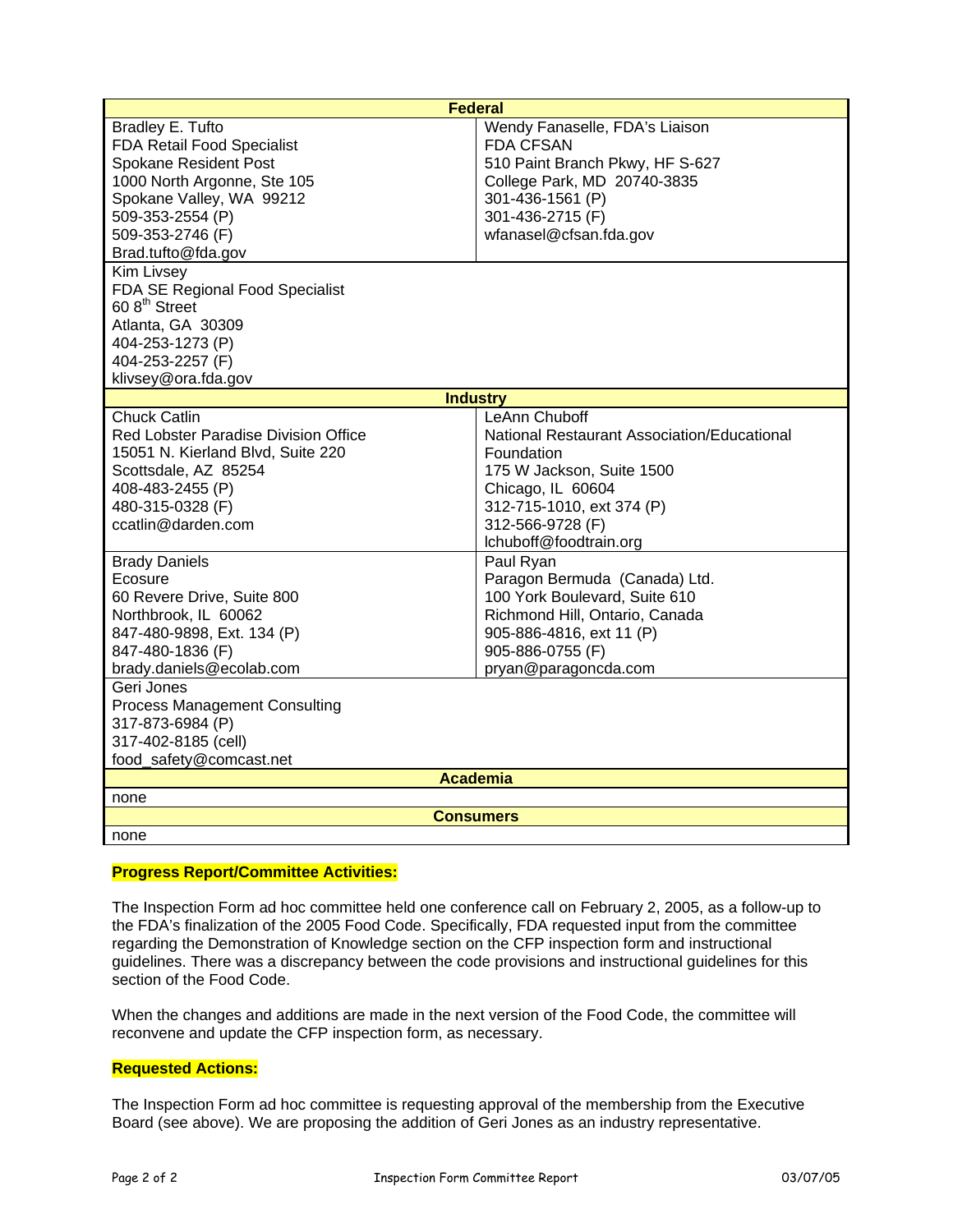| Federal | |
|---|---|
| Bradley E. Tufto<br>FDA Retail Food Specialist<br>Spokane Resident Post<br>1000 North Argonne, Ste 105<br>Spokane Valley, WA  99212<br>509-353-2554 (P)<br>509-353-2746 (F)<br>Brad.tufto@fda.gov | Wendy Fanaselle, FDA's Liaison<br>FDA CFSAN<br>510 Paint Branch Pkwy, HF S-627<br>College Park, MD  20740-3835<br>301-436-1561 (P)<br>301-436-2715 (F)<br>wfanasel@cfsan.fda.gov |
| Kim Livsey<br>FDA SE Regional Food Specialist<br>60 8th Street<br>Atlanta, GA  30309<br>404-253-1273 (P)<br>404-253-2257 (F)<br>klivsey@ora.fda.gov | |
| **Industry** | |
| Chuck Catlin<br>Red Lobster Paradise Division Office<br>15051 N. Kierland Blvd, Suite 220<br>Scottsdale, AZ  85254<br>408-483-2455 (P)<br>480-315-0328 (F)<br>ccatlin@darden.com | LeAnn Chuboff<br>National Restaurant Association/Educational Foundation<br>175 W Jackson, Suite 1500<br>Chicago, IL  60604<br>312-715-1010, ext 374 (P)<br>312-566-9728 (F)<br>lchuboff@foodtrain.org |
| Brady Daniels<br>Ecosure<br>60 Revere Drive, Suite 800<br>Northbrook, IL  60062<br>847-480-9898, Ext. 134 (P)<br>847-480-1836 (F)<br>brady.daniels@ecolab.com | Paul Ryan<br>Paragon Bermuda  (Canada) Ltd.<br>100 York Boulevard, Suite 610<br>Richmond Hill, Ontario, Canada<br>905-886-4816, ext 11 (P)<br>905-886-0755 (F)<br>pryan@paragoncda.com |
| Geri Jones<br>Process Management Consulting<br>317-873-6984 (P)<br>317-402-8185 (cell)<br>food_safety@comcast.net | |
| **Academia** | |
| none | |
| **Consumers** | |
| none | |

**Progress Report/Committee Activities:**

The Inspection Form ad hoc committee held one conference call on February 2, 2005, as a follow-up to the FDA's finalization of the 2005 Food Code. Specifically, FDA requested input from the committee regarding the Demonstration of Knowledge section on the CFP inspection form and instructional guidelines. There was a discrepancy between the code provisions and instructional guidelines for this section of the Food Code.

When the changes and additions are made in the next version of the Food Code, the committee will reconvene and update the CFP inspection form, as necessary.

**Requested Actions:**

The Inspection Form ad hoc committee is requesting approval of the membership from the Executive Board (see above). We are proposing the addition of Geri Jones as an industry representative.